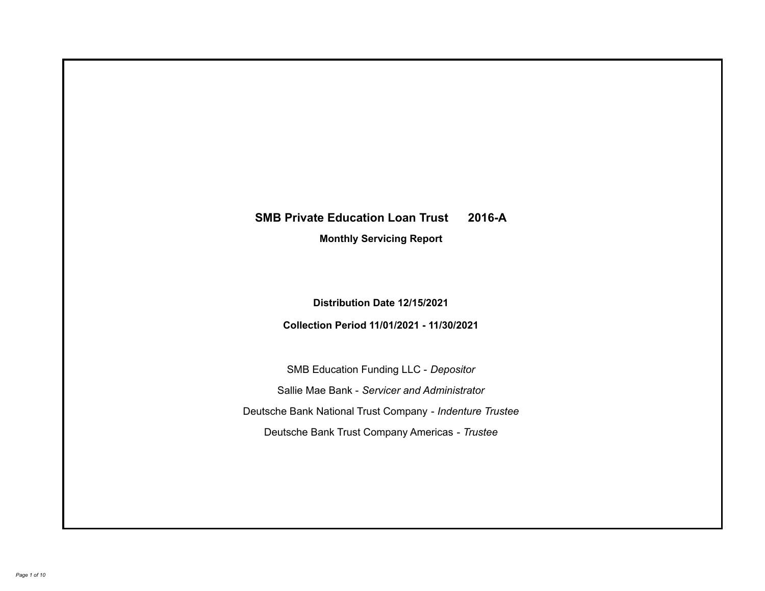# SMB Private Education Loan Trust 2016-A

## Monthly Servicing Report

**Distribution Date 12/15/2021**

**Collection Period 11/01/2021 - 11/30/2021**

SMB Education Funding LLC - *Depositor*

Sallie Mae Bank - *Servicer and Administrator*

Deutsche Bank National Trust Company - *Indenture Trustee*

Deutsche Bank Trust Company Americas - *Trustee*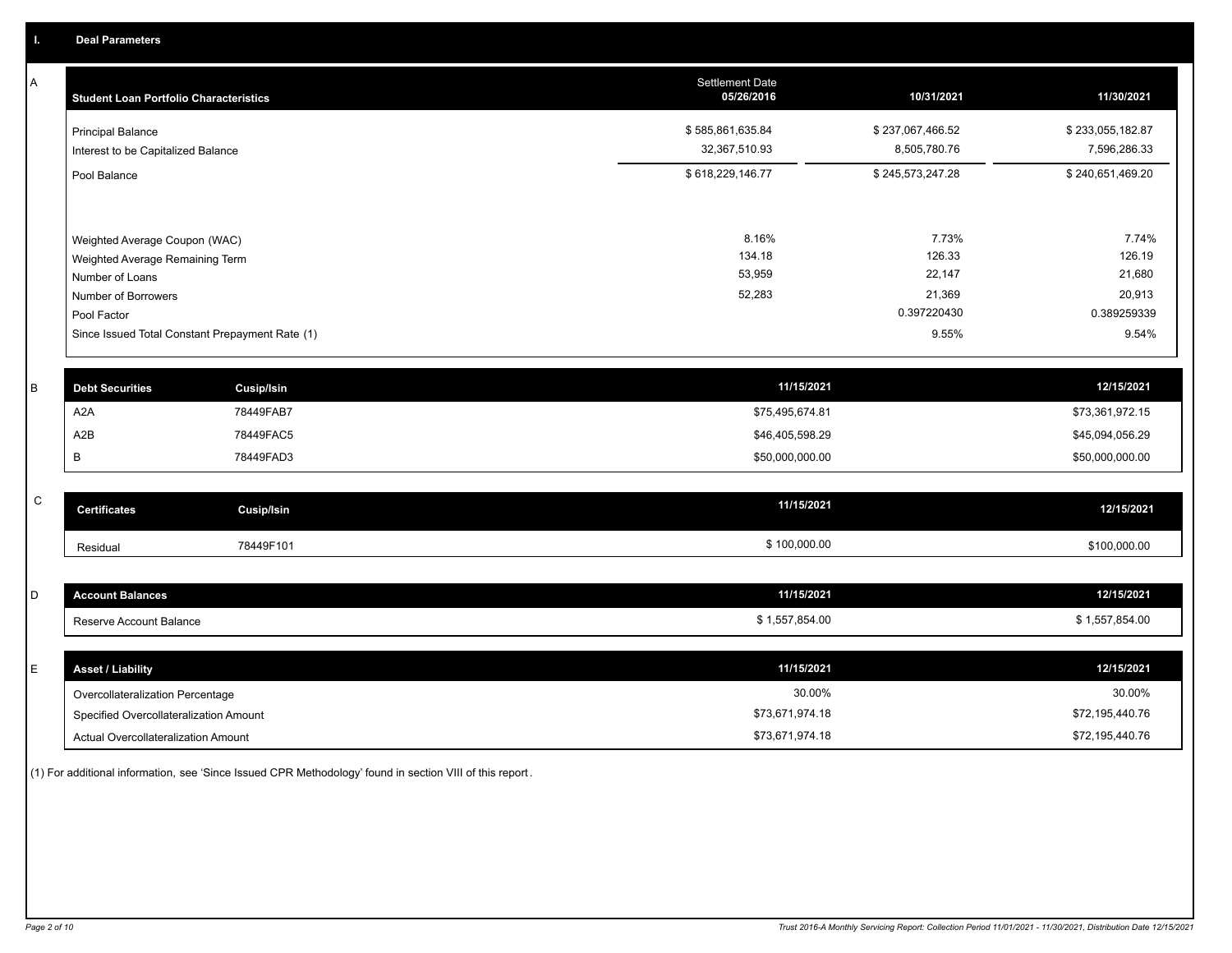## I. Deal Parameters

### A

| Student Loan Portfolio Characteristics | Settlement Date 05/26/2016 | 10/31/2021 | 11/30/2021 |
|---|---|---|---|
| Principal Balance | $ 585,861,635.84 | $ 237,067,466.52 | $ 233,055,182.87 |
| Interest to be Capitalized Balance | 32,367,510.93 | 8,505,780.76 | 7,596,286.33 |
| Pool Balance | $ 618,229,146.77 | $ 245,573,247.28 | $ 240,651,469.20 |
| Weighted Average Coupon (WAC) | 8.16% | 7.73% | 7.74% |
| Weighted Average Remaining Term | 134.18 | 126.33 | 126.19 |
| Number of Loans | 53,959 | 22,147 | 21,680 |
| Number of Borrowers | 52,283 | 21,369 | 20,913 |
| Pool Factor | | 0.397220430 | 0.389259339 |
| Since Issued Total Constant Prepayment Rate (1) | | 9.55% | 9.54% |

### B

| Debt Securities | Cusip/Isin | 11/15/2021 | 12/15/2021 |
|---|---|---|---|
| A2A | 78449FAB7 | $75,495,674.81 | $73,361,972.15 |
| A2B | 78449FAC5 | $46,405,598.29 | $45,094,056.29 |
| B | 78449FAD3 | $50,000,000.00 | $50,000,000.00 |

### C

| Certificates | Cusip/Isin | 11/15/2021 | 12/15/2021 |
|---|---|---|---|
| Residual | 78449F101 | $ 100,000.00 | $100,000.00 |

### D

| Account Balances | 11/15/2021 | 12/15/2021 |
|---|---|---|
| Reserve Account Balance | $ 1,557,854.00 | $ 1,557,854.00 |

### E

| Asset / Liability | 11/15/2021 | 12/15/2021 |
|---|---|---|
| Overcollateralization Percentage | 30.00% | 30.00% |
| Specified Overcollateralization Amount | $73,671,974.18 | $72,195,440.76 |
| Actual Overcollateralization Amount | $73,671,974.18 | $72,195,440.76 |

(1) For additional information, see 'Since Issued CPR Methodology' found in section VIII of this report.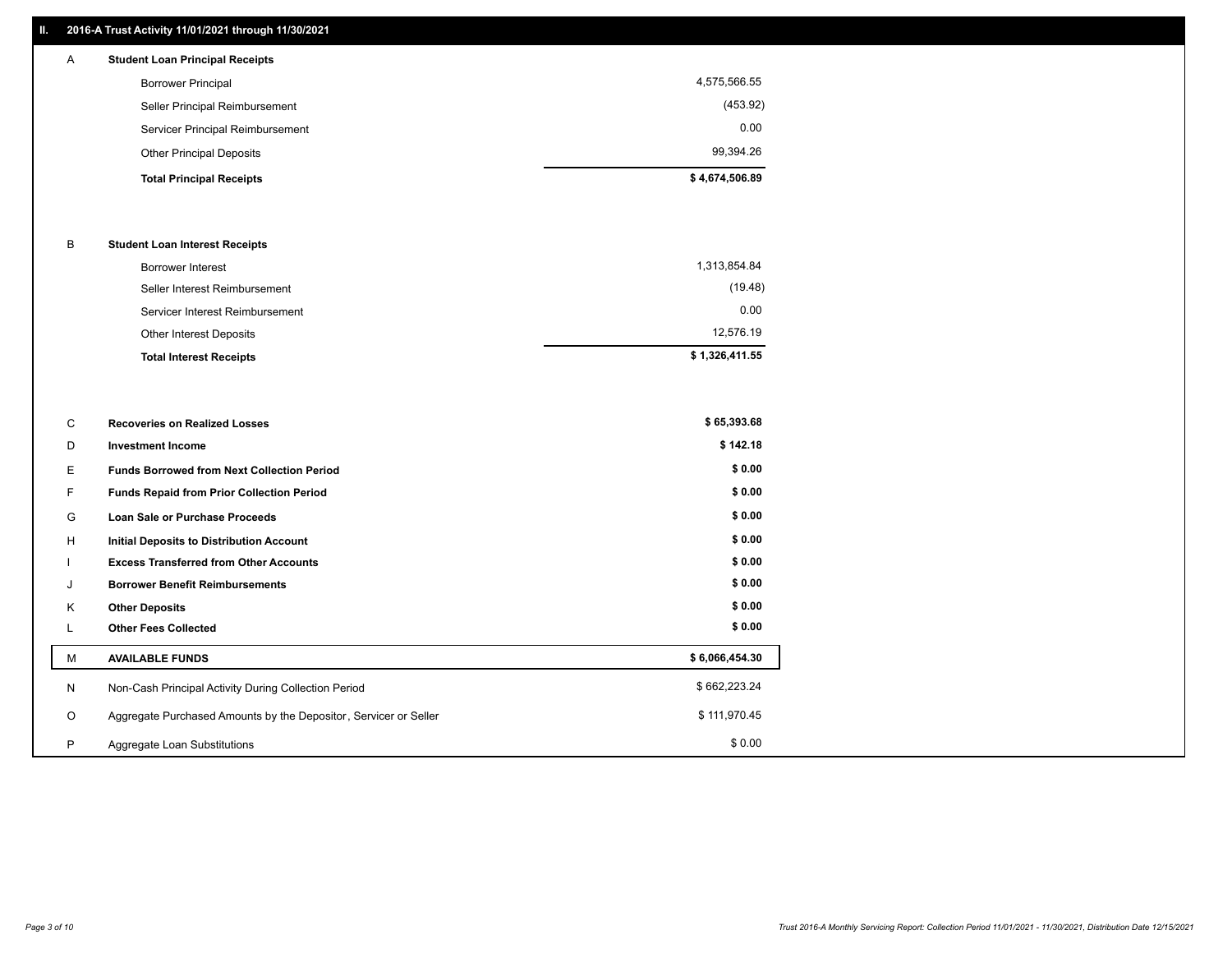## II. 2016-A Trust Activity 11/01/2021 through 11/30/2021

| | | |
|---|---|---|
| A | **Student Loan Principal Receipts** | |
| | Borrower Principal | 4,575,566.55 |
| | Seller Principal Reimbursement | (453.92) |
| | Servicer Principal Reimbursement | 0.00 |
| | Other Principal Deposits | 99,394.26 |
| | **Total Principal Receipts** | **$ 4,674,506.89** |
| B | **Student Loan Interest Receipts** | |
| | Borrower Interest | 1,313,854.84 |
| | Seller Interest Reimbursement | (19.48) |
| | Servicer Interest Reimbursement | 0.00 |
| | Other Interest Deposits | 12,576.19 |
| | **Total Interest Receipts** | **$ 1,326,411.55** |
| C | **Recoveries on Realized Losses** | **$ 65,393.68** |
| D | **Investment Income** | **$ 142.18** |
| E | **Funds Borrowed from Next Collection Period** | **$ 0.00** |
| F | **Funds Repaid from Prior Collection Period** | **$ 0.00** |
| G | **Loan Sale or Purchase Proceeds** | **$ 0.00** |
| H | **Initial Deposits to Distribution Account** | **$ 0.00** |
| I | **Excess Transferred from Other Accounts** | **$ 0.00** |
| J | **Borrower Benefit Reimbursements** | **$ 0.00** |
| K | **Other Deposits** | **$ 0.00** |
| L | **Other Fees Collected** | **$ 0.00** |
| M | **AVAILABLE FUNDS** | **$ 6,066,454.30** |
| N | Non-Cash Principal Activity During Collection Period | $ 662,223.24 |
| O | Aggregate Purchased Amounts by the Depositor, Servicer or Seller | $ 111,970.45 |
| P | Aggregate Loan Substitutions | $ 0.00 |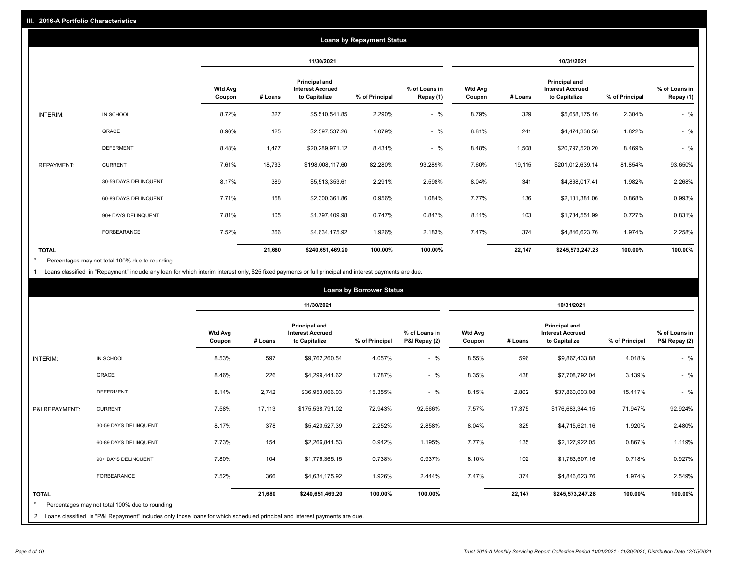## III. 2016-A Portfolio Characteristics

### Loans by Repayment Status

| | | 11/30/2021 | | | | | 10/31/2021 | | | | |
|---|---|---|---|---|---|---|---|---|---|---|---|
| | | Wtd Avg Coupon | # Loans | Principal and Interest Accrued to Capitalize | % of Principal | % of Loans in Repay (1) | Wtd Avg Coupon | # Loans | Principal and Interest Accrued to Capitalize | % of Principal | % of Loans in Repay (1) |
| INTERIM: | IN SCHOOL | 8.72% | 327 | $5,510,541.85 | 2.290% | - % | 8.79% | 329 | $5,658,175.16 | 2.304% | - % |
| | GRACE | 8.96% | 125 | $2,597,537.26 | 1.079% | - % | 8.81% | 241 | $4,474,338.56 | 1.822% | - % |
| | DEFERMENT | 8.48% | 1,477 | $20,289,971.12 | 8.431% | - % | 8.48% | 1,508 | $20,797,520.20 | 8.469% | - % |
| REPAYMENT: | CURRENT | 7.61% | 18,733 | $198,008,117.60 | 82.280% | 93.289% | 7.60% | 19,115 | $201,012,639.14 | 81.854% | 93.650% |
| | 30-59 DAYS DELINQUENT | 8.17% | 389 | $5,513,353.61 | 2.291% | 2.598% | 8.04% | 341 | $4,868,017.41 | 1.982% | 2.268% |
| | 60-89 DAYS DELINQUENT | 7.71% | 158 | $2,300,361.86 | 0.956% | 1.084% | 7.77% | 136 | $2,131,381.06 | 0.868% | 0.993% |
| | 90+ DAYS DELINQUENT | 7.81% | 105 | $1,797,409.98 | 0.747% | 0.847% | 8.11% | 103 | $1,784,551.99 | 0.727% | 0.831% |
| | FORBEARANCE | 7.52% | 366 | $4,634,175.92 | 1.926% | 2.183% | 7.47% | 374 | $4,846,623.76 | 1.974% | 2.258% |
| **TOTAL** | | | **21,680** | **$240,651,469.20** | **100.00%** | **100.00%** | | **22,147** | **$245,573,247.28** | **100.00%** | **100.00%** |

* Percentages may not total 100% due to rounding

1 Loans classified in "Repayment" include any loan for which interim interest only, $25 fixed payments or full principal and interest payments are due.

### Loans by Borrower Status

| | | 11/30/2021 | | | | | 10/31/2021 | | | | |
|---|---|---|---|---|---|---|---|---|---|---|---|
| | | Wtd Avg Coupon | # Loans | Principal and Interest Accrued to Capitalize | % of Principal | % of Loans in P&I Repay (2) | Wtd Avg Coupon | # Loans | Principal and Interest Accrued to Capitalize | % of Principal | % of Loans in P&I Repay (2) |
| INTERIM: | IN SCHOOL | 8.53% | 597 | $9,762,260.54 | 4.057% | - % | 8.55% | 596 | $9,867,433.88 | 4.018% | - % |
| | GRACE | 8.46% | 226 | $4,299,441.62 | 1.787% | - % | 8.35% | 438 | $7,708,792.04 | 3.139% | - % |
| | DEFERMENT | 8.14% | 2,742 | $36,953,066.03 | 15.355% | - % | 8.15% | 2,802 | $37,860,003.08 | 15.417% | - % |
| P&I REPAYMENT: | CURRENT | 7.58% | 17,113 | $175,538,791.02 | 72.943% | 92.566% | 7.57% | 17,375 | $176,683,344.15 | 71.947% | 92.924% |
| | 30-59 DAYS DELINQUENT | 8.17% | 378 | $5,420,527.39 | 2.252% | 2.858% | 8.04% | 325 | $4,715,621.16 | 1.920% | 2.480% |
| | 60-89 DAYS DELINQUENT | 7.73% | 154 | $2,266,841.53 | 0.942% | 1.195% | 7.77% | 135 | $2,127,922.05 | 0.867% | 1.119% |
| | 90+ DAYS DELINQUENT | 7.80% | 104 | $1,776,365.15 | 0.738% | 0.937% | 8.10% | 102 | $1,763,507.16 | 0.718% | 0.927% |
| | FORBEARANCE | 7.52% | 366 | $4,634,175.92 | 1.926% | 2.444% | 7.47% | 374 | $4,846,623.76 | 1.974% | 2.549% |
| **TOTAL** | | | **21,680** | **$240,651,469.20** | **100.00%** | **100.00%** | | **22,147** | **$245,573,247.28** | **100.00%** | **100.00%** |

* Percentages may not total 100% due to rounding

2 Loans classified in "P&I Repayment" includes only those loans for which scheduled principal and interest payments are due.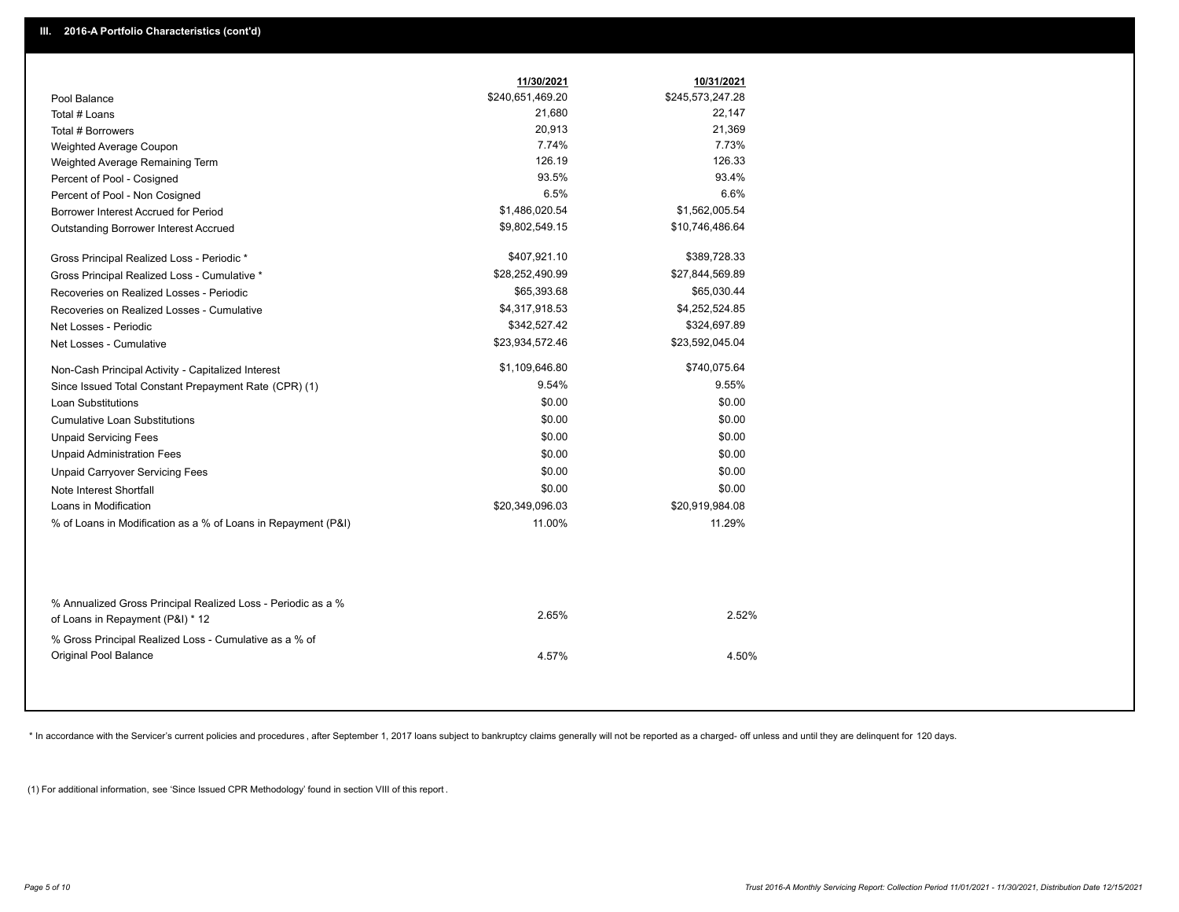## III. 2016-A Portfolio Characteristics (cont'd)

| | 11/30/2021 | 10/31/2021 |
|---|---|---|
| Pool Balance | $240,651,469.20 | $245,573,247.28 |
| Total # Loans | 21,680 | 22,147 |
| Total # Borrowers | 20,913 | 21,369 |
| Weighted Average Coupon | 7.74% | 7.73% |
| Weighted Average Remaining Term | 126.19 | 126.33 |
| Percent of Pool - Cosigned | 93.5% | 93.4% |
| Percent of Pool - Non Cosigned | 6.5% | 6.6% |
| Borrower Interest Accrued for Period | $1,486,020.54 | $1,562,005.54 |
| Outstanding Borrower Interest Accrued | $9,802,549.15 | $10,746,486.64 |
| Gross Principal Realized Loss - Periodic * | $407,921.10 | $389,728.33 |
| Gross Principal Realized Loss - Cumulative * | $28,252,490.99 | $27,844,569.89 |
| Recoveries on Realized Losses - Periodic | $65,393.68 | $65,030.44 |
| Recoveries on Realized Losses - Cumulative | $4,317,918.53 | $4,252,524.85 |
| Net Losses - Periodic | $342,527.42 | $324,697.89 |
| Net Losses - Cumulative | $23,934,572.46 | $23,592,045.04 |
| Non-Cash Principal Activity - Capitalized Interest | $1,109,646.80 | $740,075.64 |
| Since Issued Total Constant Prepayment Rate (CPR) (1) | 9.54% | 9.55% |
| Loan Substitutions | $0.00 | $0.00 |
| Cumulative Loan Substitutions | $0.00 | $0.00 |
| Unpaid Servicing Fees | $0.00 | $0.00 |
| Unpaid Administration Fees | $0.00 | $0.00 |
| Unpaid Carryover Servicing Fees | $0.00 | $0.00 |
| Note Interest Shortfall | $0.00 | $0.00 |
| Loans in Modification | $20,349,096.03 | $20,919,984.08 |
| % of Loans in Modification as a % of Loans in Repayment (P&I) | 11.00% | 11.29% |
| % Annualized Gross Principal Realized Loss - Periodic as a % of Loans in Repayment (P&I) * 12 | 2.65% | 2.52% |
| % Gross Principal Realized Loss - Cumulative as a % of Original Pool Balance | 4.57% | 4.50% |

* In accordance with the Servicer's current policies and procedures , after September 1, 2017 loans subject to bankruptcy claims generally will not be reported as a charged- off unless and until they are delinquent for 120 days.

(1) For additional information, see 'Since Issued CPR Methodology' found in section VIII of this report .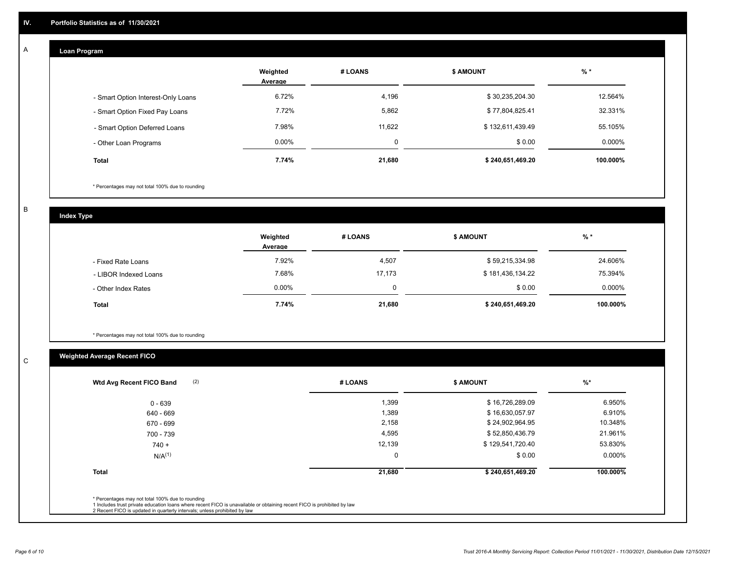## IV. Portfolio Statistics as of 11/30/2021

### A — Loan Program

| | Weighted Average | # LOANS | $ AMOUNT | % * |
|---|---|---|---|---|
| - Smart Option Interest-Only Loans | 6.72% | 4,196 | $ 30,235,204.30 | 12.564% |
| - Smart Option Fixed Pay Loans | 7.72% | 5,862 | $ 77,804,825.41 | 32.331% |
| - Smart Option Deferred Loans | 7.98% | 11,622 | $ 132,611,439.49 | 55.105% |
| - Other Loan Programs | 0.00% | 0 | $ 0.00 | 0.000% |
| **Total** | **7.74%** | **21,680** | **$ 240,651,469.20** | **100.000%** |

\* Percentages may not total 100% due to rounding

### B — Index Type

| | Weighted Average | # LOANS | $ AMOUNT | % * |
|---|---|---|---|---|
| - Fixed Rate Loans | 7.92% | 4,507 | $ 59,215,334.98 | 24.606% |
| - LIBOR Indexed Loans | 7.68% | 17,173 | $ 181,436,134.22 | 75.394% |
| - Other Index Rates | 0.00% | 0 | $ 0.00 | 0.000% |
| **Total** | **7.74%** | **21,680** | **$ 240,651,469.20** | **100.000%** |

\* Percentages may not total 100% due to rounding

### C — Weighted Average Recent FICO

| Wtd Avg Recent FICO Band (2) | # LOANS | $ AMOUNT | %* |
|---|---|---|---|
| 0 - 639 | 1,399 | $ 16,726,289.09 | 6.950% |
| 640 - 669 | 1,389 | $ 16,630,057.97 | 6.910% |
| 670 - 699 | 2,158 | $ 24,902,964.95 | 10.348% |
| 700 - 739 | 4,595 | $ 52,850,436.79 | 21.961% |
| 740 + | 12,139 | $ 129,541,720.40 | 53.830% |
| N/A(1) | 0 | $ 0.00 | 0.000% |
| **Total** | **21,680** | **$ 240,651,469.20** | **100.000%** |

\* Percentages may not total 100% due to rounding
1 Includes trust private education loans where recent FICO is unavailable or obtaining recent FICO is prohibited by law
2 Recent FICO is updated in quarterly intervals; unless prohibited by law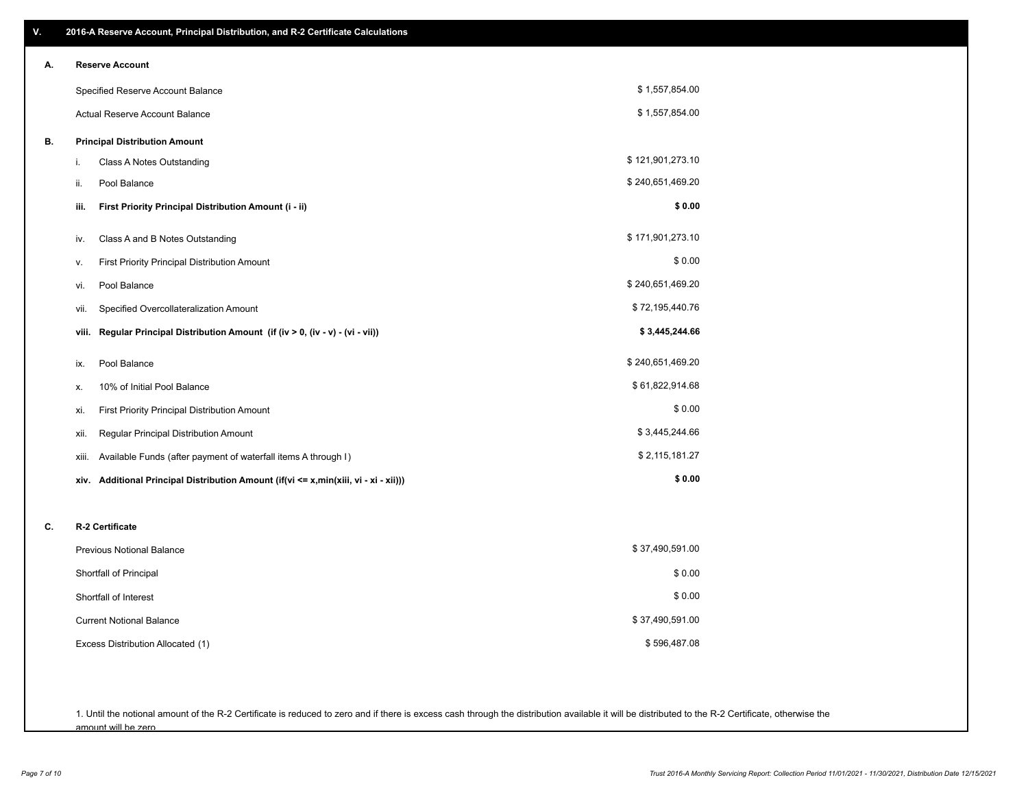## V. 2016-A Reserve Account, Principal Distribution, and R-2 Certificate Calculations

### A. Reserve Account

| | |
|---|---|
| Specified Reserve Account Balance | $ 1,557,854.00 |
| Actual Reserve Account Balance | $ 1,557,854.00 |

### B. Principal Distribution Amount

| | | |
|---|---|---|
| i. | Class A Notes Outstanding | $ 121,901,273.10 |
| ii. | Pool Balance | $ 240,651,469.20 |
| **iii.** | **First Priority Principal Distribution Amount (i - ii)** | **$ 0.00** |
| iv. | Class A and B Notes Outstanding | $ 171,901,273.10 |
| v. | First Priority Principal Distribution Amount | $ 0.00 |
| vi. | Pool Balance | $ 240,651,469.20 |
| vii. | Specified Overcollateralization Amount | $ 72,195,440.76 |
| **viii.** | **Regular Principal Distribution Amount (if (iv > 0, (iv - v) - (vi - vii))** | **$ 3,445,244.66** |
| ix. | Pool Balance | $ 240,651,469.20 |
| x. | 10% of Initial Pool Balance | $ 61,822,914.68 |
| xi. | First Priority Principal Distribution Amount | $ 0.00 |
| xii. | Regular Principal Distribution Amount | $ 3,445,244.66 |
| xiii. | Available Funds (after payment of waterfall items A through I) | $ 2,115,181.27 |
| **xiv.** | **Additional Principal Distribution Amount (if(vi <= x,min(xiii, vi - xi - xii)))** | **$ 0.00** |

### C. R-2 Certificate

| | |
|---|---|
| Previous Notional Balance | $ 37,490,591.00 |
| Shortfall of Principal | $ 0.00 |
| Shortfall of Interest | $ 0.00 |
| Current Notional Balance | $ 37,490,591.00 |
| Excess Distribution Allocated (1) | $ 596,487.08 |

1. Until the notional amount of the R-2 Certificate is reduced to zero and if there is excess cash through the distribution available it will be distributed to the R-2 Certificate, otherwise the amount will be zero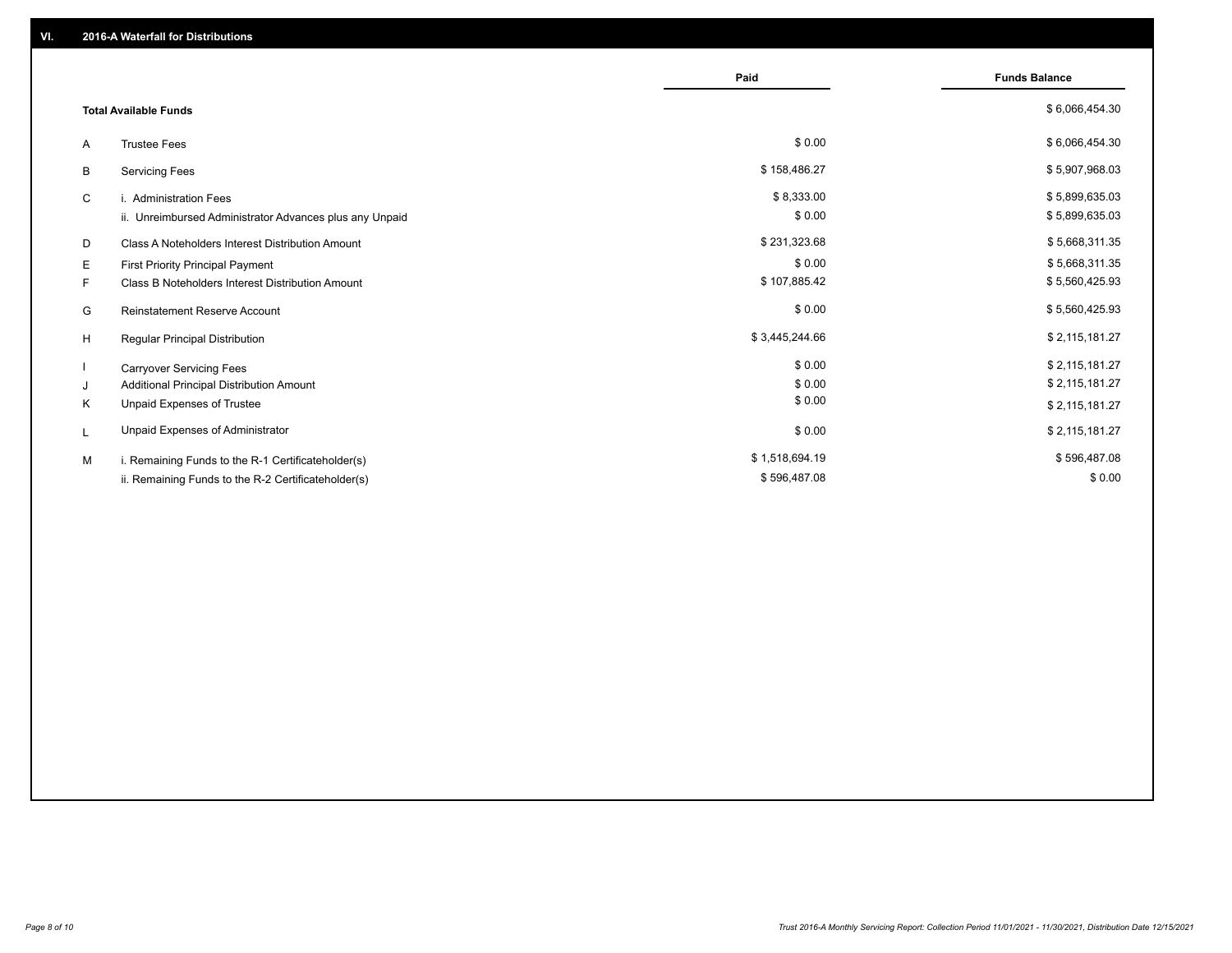## VI. 2016-A Waterfall for Distributions

| | | Paid | Funds Balance |
|---|---|---|---|
| | **Total Available Funds** | | $ 6,066,454.30 |
| A | Trustee Fees | $ 0.00 | $ 6,066,454.30 |
| B | Servicing Fees | $ 158,486.27 | $ 5,907,968.03 |
| C | i. Administration Fees | $ 8,333.00 | $ 5,899,635.03 |
| | ii. Unreimbursed Administrator Advances plus any Unpaid | $ 0.00 | $ 5,899,635.03 |
| D | Class A Noteholders Interest Distribution Amount | $ 231,323.68 | $ 5,668,311.35 |
| E | First Priority Principal Payment | $ 0.00 | $ 5,668,311.35 |
| F | Class B Noteholders Interest Distribution Amount | $ 107,885.42 | $ 5,560,425.93 |
| G | Reinstatement Reserve Account | $ 0.00 | $ 5,560,425.93 |
| H | Regular Principal Distribution | $ 3,445,244.66 | $ 2,115,181.27 |
| I | Carryover Servicing Fees | $ 0.00 | $ 2,115,181.27 |
| J | Additional Principal Distribution Amount | $ 0.00 | $ 2,115,181.27 |
| K | Unpaid Expenses of Trustee | $ 0.00 | $ 2,115,181.27 |
| L | Unpaid Expenses of Administrator | $ 0.00 | $ 2,115,181.27 |
| M | i. Remaining Funds to the R-1 Certificateholder(s) | $ 1,518,694.19 | $ 596,487.08 |
| | ii. Remaining Funds to the R-2 Certificateholder(s) | $ 596,487.08 | $ 0.00 |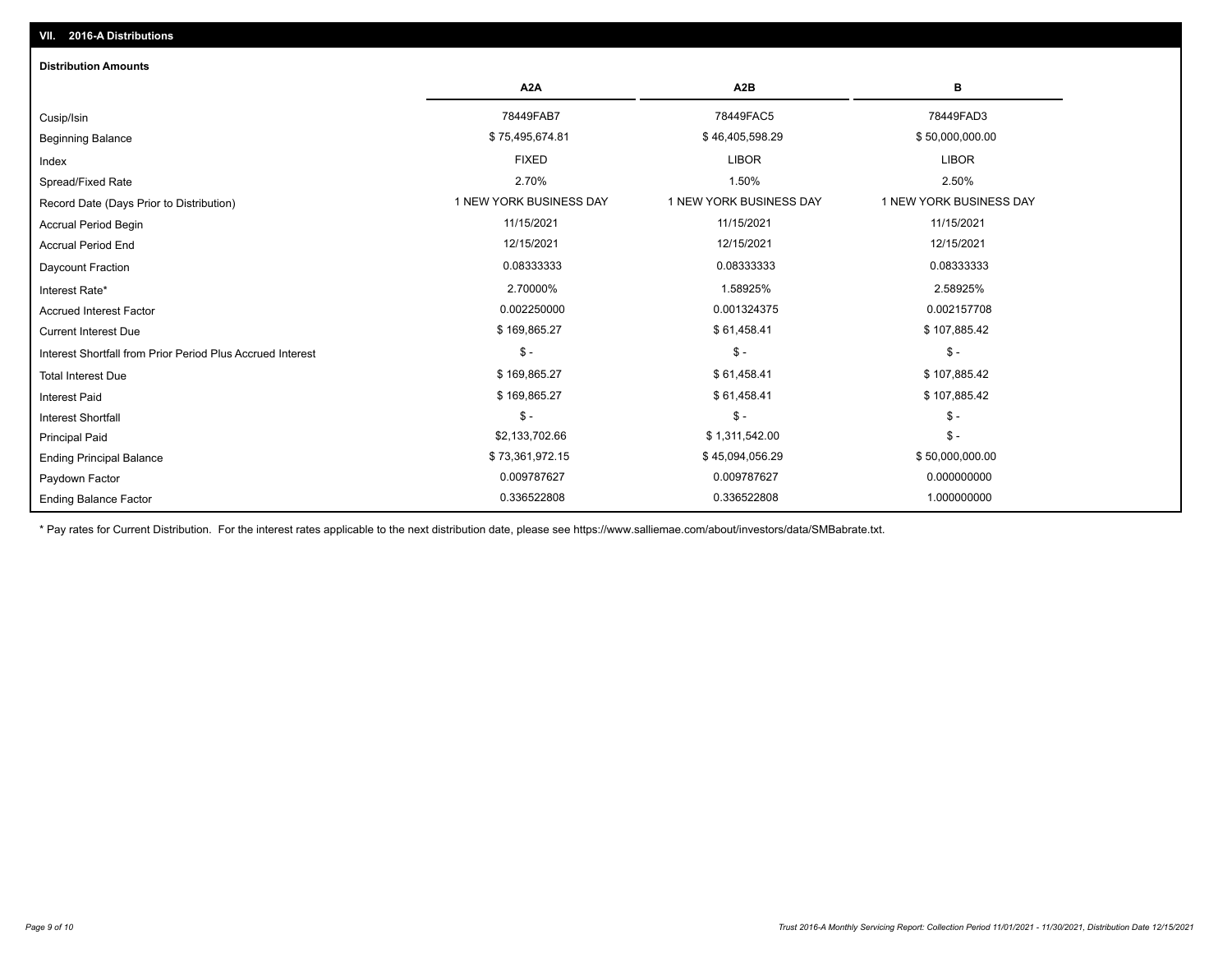## VII. 2016-A Distributions

### Distribution Amounts

| | A2A | A2B | B |
|---|---|---|---|
| Cusip/Isin | 78449FAB7 | 78449FAC5 | 78449FAD3 |
| Beginning Balance | $ 75,495,674.81 | $ 46,405,598.29 | $ 50,000,000.00 |
| Index | FIXED | LIBOR | LIBOR |
| Spread/Fixed Rate | 2.70% | 1.50% | 2.50% |
| Record Date (Days Prior to Distribution) | 1 NEW YORK BUSINESS DAY | 1 NEW YORK BUSINESS DAY | 1 NEW YORK BUSINESS DAY |
| Accrual Period Begin | 11/15/2021 | 11/15/2021 | 11/15/2021 |
| Accrual Period End | 12/15/2021 | 12/15/2021 | 12/15/2021 |
| Daycount Fraction | 0.08333333 | 0.08333333 | 0.08333333 |
| Interest Rate* | 2.70000% | 1.58925% | 2.58925% |
| Accrued Interest Factor | 0.002250000 | 0.001324375 | 0.002157708 |
| Current Interest Due | $ 169,865.27 | $ 61,458.41 | $ 107,885.42 |
| Interest Shortfall from Prior Period Plus Accrued Interest | $ - | $ - | $ - |
| Total Interest Due | $ 169,865.27 | $ 61,458.41 | $ 107,885.42 |
| Interest Paid | $ 169,865.27 | $ 61,458.41 | $ 107,885.42 |
| Interest Shortfall | $ - | $ - | $ - |
| Principal Paid | $2,133,702.66 | $ 1,311,542.00 | $ - |
| Ending Principal Balance | $ 73,361,972.15 | $ 45,094,056.29 | $ 50,000,000.00 |
| Paydown Factor | 0.009787627 | 0.009787627 | 0.000000000 |
| Ending Balance Factor | 0.336522808 | 0.336522808 | 1.000000000 |

* Pay rates for Current Distribution. For the interest rates applicable to the next distribution date, please see https://www.salliemae.com/about/investors/data/SMBabrate.txt.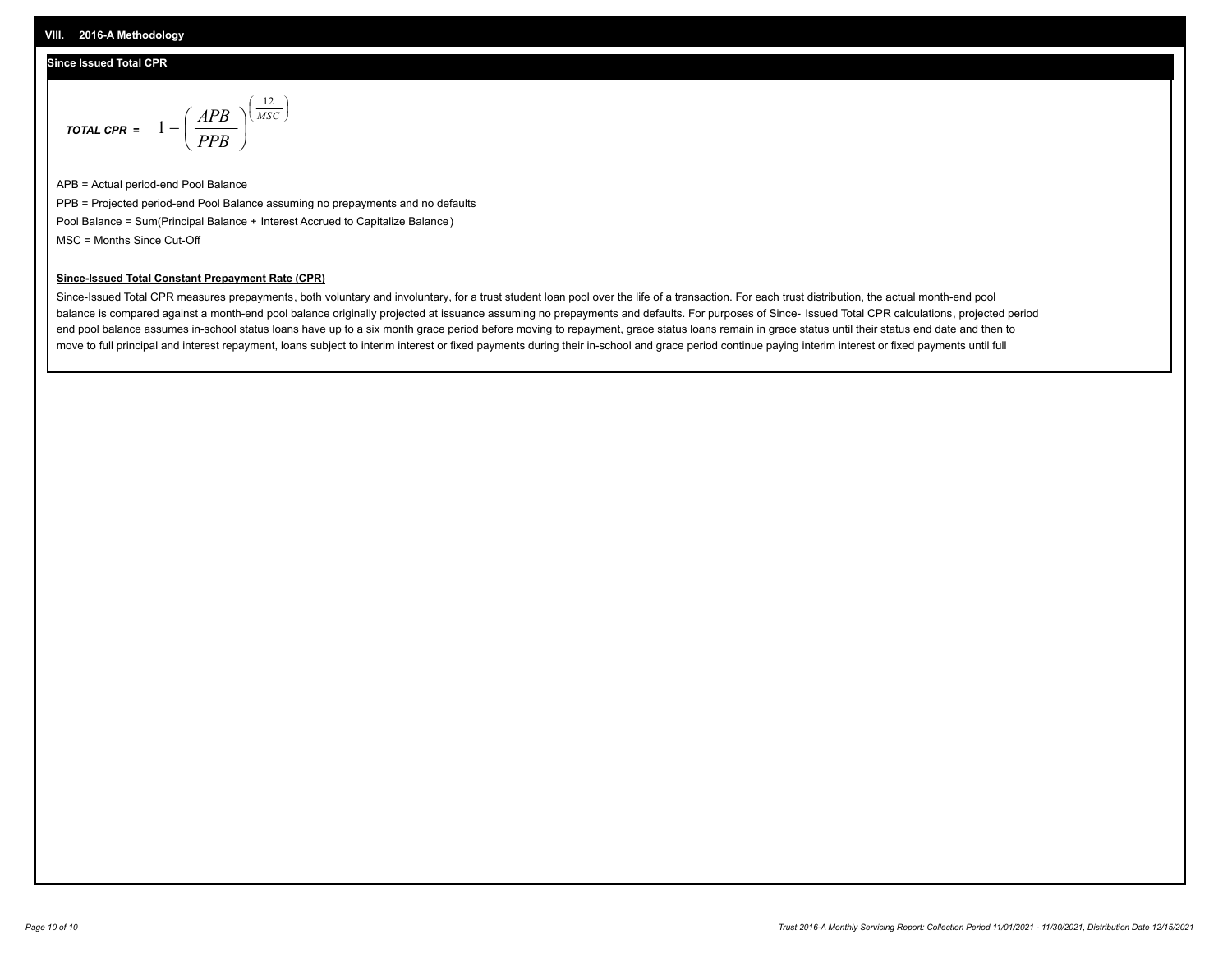## VIII. 2016-A Methodology

### Since Issued Total CPR

$$\textbf{\textit{TOTAL CPR}} = 1 - \left( \frac{APB}{PPB} \right)^{\left( \frac{12}{MSC} \right)}$$

APB = Actual period-end Pool Balance

PPB = Projected period-end Pool Balance assuming no prepayments and no defaults

Pool Balance = Sum(Principal Balance + Interest Accrued to Capitalize Balance)

MSC = Months Since Cut-Off

**Since-Issued Total Constant Prepayment Rate (CPR)**

Since-Issued Total CPR measures prepayments, both voluntary and involuntary, for a trust student loan pool over the life of a transaction. For each trust distribution, the actual month-end pool balance is compared against a month-end pool balance originally projected at issuance assuming no prepayments and defaults. For purposes of Since- Issued Total CPR calculations, projected period end pool balance assumes in-school status loans have up to a six month grace period before moving to repayment, grace status loans remain in grace status until their status end date and then to move to full principal and interest repayment, loans subject to interim interest or fixed payments during their in-school and grace period continue paying interim interest or fixed payments until full